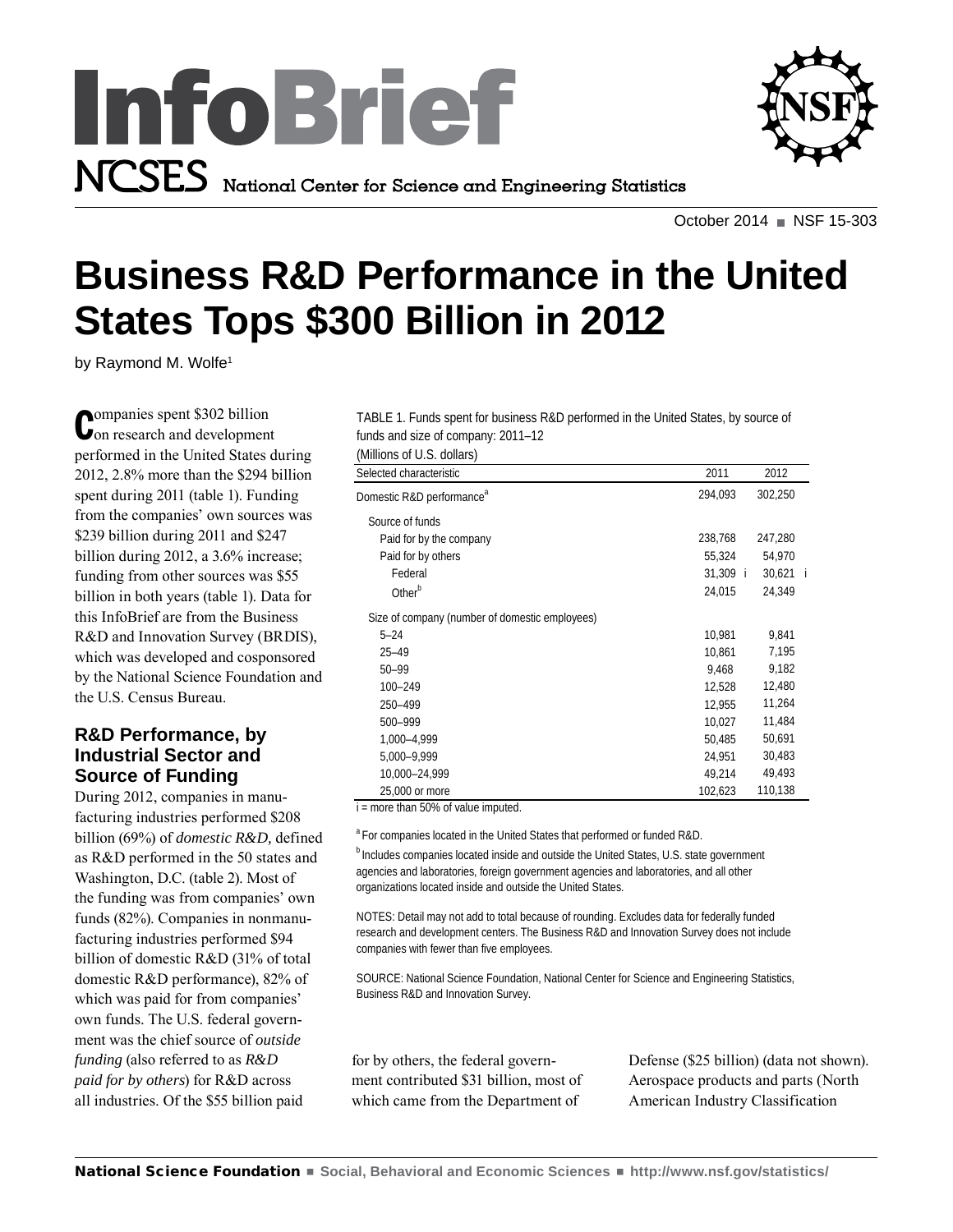# InfoBrief

NCSES National Center for Science and Engineering Statistics

October 2014 ■ NSF 15-303

# Business R&D Performance in the United States Tops $300 Billion in 2012

by Raymond M. Wolfe[1]

Companies spent $302 billion on research and development performed in the United States during 2012, 2.8% more than the $294 billion spent during 2011 (table 1). Funding from the companies' own sources was $239 billion during 2011 and $247 billion during 2012, a 3.6% increase; funding from other sources was $55 billion in both years (table 1). Data for this InfoBrief are from the Business R&D and Innovation Survey (BRDIS), which was developed and cosponsored by the National Science Foundation and the U.S. Census Bureau.

TABLE 1. Funds spent for business R&D performed in the United States, by source of funds and size of company: 2011–12

(Millions of U.S. dollars)

| Selected characteristic | 2011 | 2012 |
|---|---|---|
| Domestic R&D performance[a] | 294,093 | 302,250 |
| Source of funds | | |
| Paid for by the company | 238,768 | 247,280 |
| Paid for by others | 55,324 | 54,970 |
| Federal | 31,309 i | 30,621 i |
| Other[b] | 24,015 | 24,349 |
| Size of company (number of domestic employees) | | |
| 5–24 | 10,981 | 9,841 |
| 25–49 | 10,861 | 7,195 |
| 50–99 | 9,468 | 9,182 |
| 100–249 | 12,528 | 12,480 |
| 250–499 | 12,955 | 11,264 |
| 500–999 | 10,027 | 11,484 |
| 1,000–4,999 | 50,485 | 50,691 |
| 5,000–9,999 | 24,951 | 30,483 |
| 10,000–24,999 | 49,214 | 49,493 |
| 25,000 or more | 102,623 | 110,138 |

i = more than 50% of value imputed.

[a] For companies located in the United States that performed or funded R&D.

[b] Includes companies located inside and outside the United States, U.S. state government agencies and laboratories, foreign government agencies and laboratories, and all other organizations located inside and outside the United States.

NOTES: Detail may not add to total because of rounding. Excludes data for federally funded research and development centers. The Business R&D and Innovation Survey does not include companies with fewer than five employees.

SOURCE: National Science Foundation, National Center for Science and Engineering Statistics, Business R&D and Innovation Survey.

## R&D Performance, by Industrial Sector and Source of Funding

During 2012, companies in manufacturing industries performed $208 billion (69%) of *domestic R&D,* defined as R&D performed in the 50 states and Washington, D.C. (table 2). Most of the funding was from companies' own funds (82%). Companies in nonmanufacturing industries performed $94 billion of domestic R&D (31% of total domestic R&D performance), 82% of which was paid for from companies' own funds. The U.S. federal government was the chief source of *outside funding* (also referred to as *R&D paid for by others*) for R&D across all industries. Of the $55 billion paid for by others, the federal government contributed $31 billion, most of which came from the Department of Defense ($25 billion) (data not shown). Aerospace products and parts (North American Industry Classification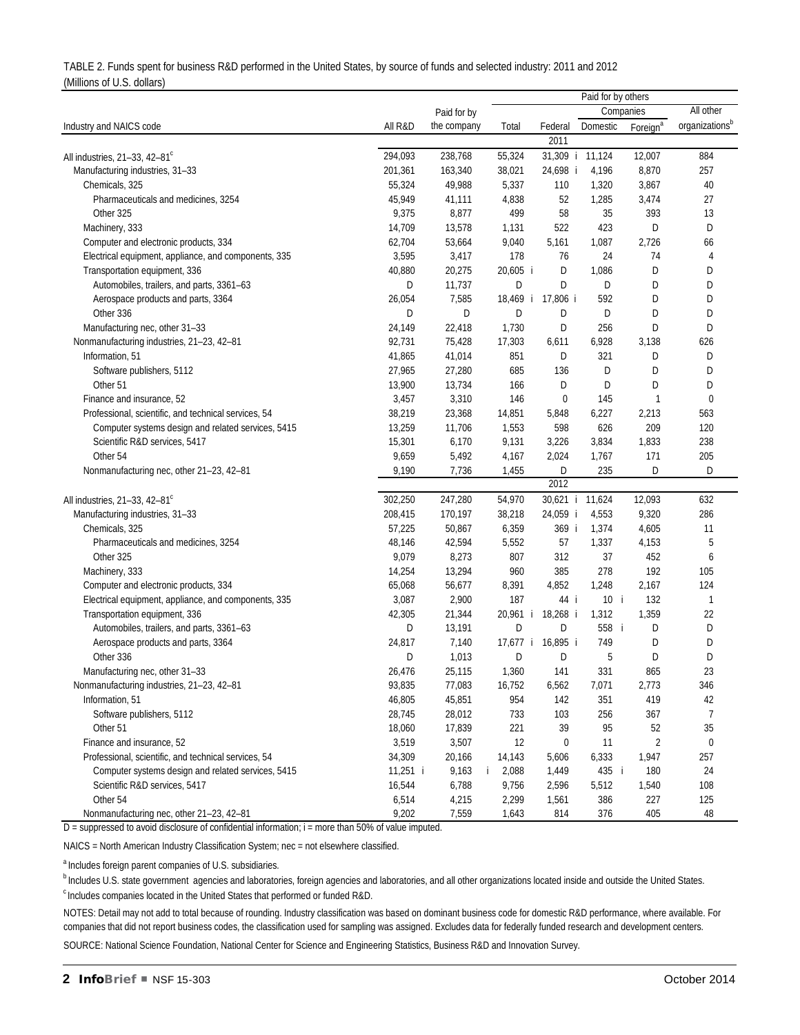TABLE 2. Funds spent for business R&D performed in the United States, by source of funds and selected industry: 2011 and 2012
(Millions of U.S. dollars)

| Industry and NAICS code | All R&D | Paid for by the company | Paid for by others | | | | |
|---|---|---|---|---|---|---|---|
| | | | Total | Federal | Companies | | All other organizations[b] |
| | | | | | Domestic | Foreign[a] | |
| **2011** | | | | | | | |
| All industries, 21–33, 42–81[c] | 294,093 | 238,768 | 55,324 | 31,309 i | 11,124 | 12,007 | 884 |
| Manufacturing industries, 31–33 | 201,361 | 163,340 | 38,021 | 24,698 i | 4,196 | 8,870 | 257 |
| Chemicals, 325 | 55,324 | 49,988 | 5,337 | 110 | 1,320 | 3,867 | 40 |
| Pharmaceuticals and medicines, 3254 | 45,949 | 41,111 | 4,838 | 52 | 1,285 | 3,474 | 27 |
| Other 325 | 9,375 | 8,877 | 499 | 58 | 35 | 393 | 13 |
| Machinery, 333 | 14,709 | 13,578 | 1,131 | 522 | 423 | D | D |
| Computer and electronic products, 334 | 62,704 | 53,664 | 9,040 | 5,161 | 1,087 | 2,726 | 66 |
| Electrical equipment, appliance, and components, 335 | 3,595 | 3,417 | 178 | 76 | 24 | 74 | 4 |
| Transportation equipment, 336 | 40,880 | 20,275 | 20,605 i | D | 1,086 | D | D |
| Automobiles, trailers, and parts, 3361–63 | D | 11,737 | D | D | D | D | D |
| Aerospace products and parts, 3364 | 26,054 | 7,585 | 18,469 i | 17,806 i | 592 | D | D |
| Other 336 | D | D | D | D | D | D | D |
| Manufacturing nec, other 31–33 | 24,149 | 22,418 | 1,730 | D | 256 | D | D |
| Nonmanufacturing industries, 21–23, 42–81 | 92,731 | 75,428 | 17,303 | 6,611 | 6,928 | 3,138 | 626 |
| Information, 51 | 41,865 | 41,014 | 851 | D | 321 | D | D |
| Software publishers, 5112 | 27,965 | 27,280 | 685 | 136 | D | D | D |
| Other 51 | 13,900 | 13,734 | 166 | D | D | D | D |
| Finance and insurance, 52 | 3,457 | 3,310 | 146 | 0 | 145 | 1 | 0 |
| Professional, scientific, and technical services, 54 | 38,219 | 23,368 | 14,851 | 5,848 | 6,227 | 2,213 | 563 |
| Computer systems design and related services, 5415 | 13,259 | 11,706 | 1,553 | 598 | 626 | 209 | 120 |
| Scientific R&D services, 5417 | 15,301 | 6,170 | 9,131 | 3,226 | 3,834 | 1,833 | 238 |
| Other 54 | 9,659 | 5,492 | 4,167 | 2,024 | 1,767 | 171 | 205 |
| Nonmanufacturing nec, other 21–23, 42–81 | 9,190 | 7,736 | 1,455 | D | 235 | D | D |
| **2012** | | | | | | | |
| All industries, 21–33, 42–81[c] | 302,250 | 247,280 | 54,970 | 30,621 i | 11,624 | 12,093 | 632 |
| Manufacturing industries, 31–33 | 208,415 | 170,197 | 38,218 | 24,059 i | 4,553 | 9,320 | 286 |
| Chemicals, 325 | 57,225 | 50,867 | 6,359 | 369 i | 1,374 | 4,605 | 11 |
| Pharmaceuticals and medicines, 3254 | 48,146 | 42,594 | 5,552 | 57 | 1,337 | 4,153 | 5 |
| Other 325 | 9,079 | 8,273 | 807 | 312 | 37 | 452 | 6 |
| Machinery, 333 | 14,254 | 13,294 | 960 | 385 | 278 | 192 | 105 |
| Computer and electronic products, 334 | 65,068 | 56,677 | 8,391 | 4,852 | 1,248 | 2,167 | 124 |
| Electrical equipment, appliance, and components, 335 | 3,087 | 2,900 | 187 | 44 i | 10 i | 132 | 1 |
| Transportation equipment, 336 | 42,305 | 21,344 | 20,961 i | 18,268 i | 1,312 | 1,359 | 22 |
| Automobiles, trailers, and parts, 3361–63 | D | 13,191 | D | D | 558 i | D | D |
| Aerospace products and parts, 3364 | 24,817 | 7,140 | 17,677 i | 16,895 i | 749 | D | D |
| Other 336 | D | 1,013 | D | D | 5 | D | D |
| Manufacturing nec, other 31–33 | 26,476 | 25,115 | 1,360 | 141 | 331 | 865 | 23 |
| Nonmanufacturing industries, 21–23, 42–81 | 93,835 | 77,083 | 16,752 | 6,562 | 7,071 | 2,773 | 346 |
| Information, 51 | 46,805 | 45,851 | 954 | 142 | 351 | 419 | 42 |
| Software publishers, 5112 | 28,745 | 28,012 | 733 | 103 | 256 | 367 | 7 |
| Other 51 | 18,060 | 17,839 | 221 | 39 | 95 | 52 | 35 |
| Finance and insurance, 52 | 3,519 | 3,507 | 12 | 0 | 11 | 2 | 0 |
| Professional, scientific, and technical services, 54 | 34,309 | 20,166 | 14,143 | 5,606 | 6,333 | 1,947 | 257 |
| Computer systems design and related services, 5415 | 11,251 i | 9,163 i | 2,088 | 1,449 | 435 i | 180 | 24 |
| Scientific R&D services, 5417 | 16,544 | 6,788 | 9,756 | 2,596 | 5,512 | 1,540 | 108 |
| Other 54 | 6,514 | 4,215 | 2,299 | 1,561 | 386 | 227 | 125 |
| Nonmanufacturing nec, other 21–23, 42–81 | 9,202 | 7,559 | 1,643 | 814 | 376 | 405 | 48 |

D = suppressed to avoid disclosure of confidential information; i = more than 50% of value imputed.

NAICS = North American Industry Classification System; nec = not elsewhere classified.

[a] Includes foreign parent companies of U.S. subsidiaries.

[b] Includes U.S. state government agencies and laboratories, foreign agencies and laboratories, and all other organizations located inside and outside the United States.

[c] Includes companies located in the United States that performed or funded R&D.

NOTES: Detail may not add to total because of rounding. Industry classification was based on dominant business code for domestic R&D performance, where available. For companies that did not report business codes, the classification used for sampling was assigned. Excludes data for federally funded research and development centers.

SOURCE: National Science Foundation, National Center for Science and Engineering Statistics, Business R&D and Innovation Survey.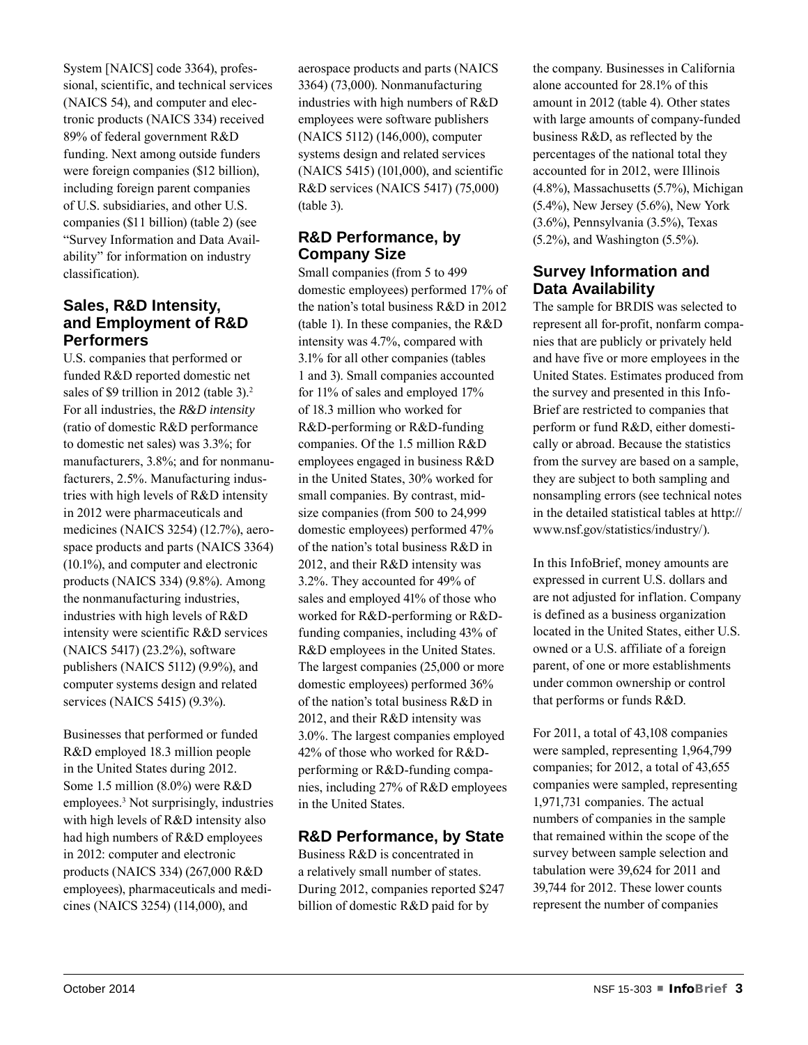System [NAICS] code 3364), professional, scientific, and technical services (NAICS 54), and computer and electronic products (NAICS 334) received 89% of federal government R&D funding. Next among outside funders were foreign companies ($12 billion), including foreign parent companies of U.S. subsidiaries, and other U.S. companies ($11 billion) (table 2) (see "Survey Information and Data Availability" for information on industry classification).

## Sales, R&D Intensity, and Employment of R&D Performers

U.S. companies that performed or funded R&D reported domestic net sales of $9 trillion in 2012 (table 3).[2] For all industries, the *R&D intensity* (ratio of domestic R&D performance to domestic net sales) was 3.3%; for manufacturers, 3.8%; and for nonmanufacturers, 2.5%. Manufacturing industries with high levels of R&D intensity in 2012 were pharmaceuticals and medicines (NAICS 3254) (12.7%), aerospace products and parts (NAICS 3364) (10.1%), and computer and electronic products (NAICS 334) (9.8%). Among the nonmanufacturing industries, industries with high levels of R&D intensity were scientific R&D services (NAICS 5417) (23.2%), software publishers (NAICS 5112) (9.9%), and computer systems design and related services (NAICS 5415) (9.3%).

Businesses that performed or funded R&D employed 18.3 million people in the United States during 2012. Some 1.5 million (8.0%) were R&D employees.[3] Not surprisingly, industries with high levels of R&D intensity also had high numbers of R&D employees in 2012: computer and electronic products (NAICS 334) (267,000 R&D employees), pharmaceuticals and medicines (NAICS 3254) (114,000), and aerospace products and parts (NAICS 3364) (73,000). Nonmanufacturing industries with high numbers of R&D employees were software publishers (NAICS 5112) (146,000), computer systems design and related services (NAICS 5415) (101,000), and scientific R&D services (NAICS 5417) (75,000) (table 3).

## R&D Performance, by Company Size

Small companies (from 5 to 499 domestic employees) performed 17% of the nation's total business R&D in 2012 (table 1). In these companies, the R&D intensity was 4.7%, compared with 3.1% for all other companies (tables 1 and 3). Small companies accounted for 11% of sales and employed 17% of 18.3 million who worked for R&D-performing or R&D-funding companies. Of the 1.5 million R&D employees engaged in business R&D in the United States, 30% worked for small companies. By contrast, midsize companies (from 500 to 24,999 domestic employees) performed 47% of the nation's total business R&D in 2012, and their R&D intensity was 3.2%. They accounted for 49% of sales and employed 41% of those who worked for R&D-performing or R&D-funding companies, including 43% of R&D employees in the United States. The largest companies (25,000 or more domestic employees) performed 36% of the nation's total business R&D in 2012, and their R&D intensity was 3.0%. The largest companies employed 42% of those who worked for R&D-performing or R&D-funding companies, including 27% of R&D employees in the United States.

## R&D Performance, by State

Business R&D is concentrated in a relatively small number of states. During 2012, companies reported $247 billion of domestic R&D paid for by the company. Businesses in California alone accounted for 28.1% of this amount in 2012 (table 4). Other states with large amounts of company-funded business R&D, as reflected by the percentages of the national total they accounted for in 2012, were Illinois (4.8%), Massachusetts (5.7%), Michigan (5.4%), New Jersey (5.6%), New York (3.6%), Pennsylvania (3.5%), Texas (5.2%), and Washington (5.5%).

## Survey Information and Data Availability

The sample for BRDIS was selected to represent all for-profit, nonfarm companies that are publicly or privately held and have five or more employees in the United States. Estimates produced from the survey and presented in this InfoBrief are restricted to companies that perform or fund R&D, either domestically or abroad. Because the statistics from the survey are based on a sample, they are subject to both sampling and nonsampling errors (see technical notes in the detailed statistical tables at http://www.nsf.gov/statistics/industry/).

In this InfoBrief, money amounts are expressed in current U.S. dollars and are not adjusted for inflation. Company is defined as a business organization located in the United States, either U.S. owned or a U.S. affiliate of a foreign parent, of one or more establishments under common ownership or control that performs or funds R&D.

For 2011, a total of 43,108 companies were sampled, representing 1,964,799 companies; for 2012, a total of 43,655 companies were sampled, representing 1,971,731 companies. The actual numbers of companies in the sample that remained within the scope of the survey between sample selection and tabulation were 39,624 for 2011 and 39,744 for 2012. These lower counts represent the number of companies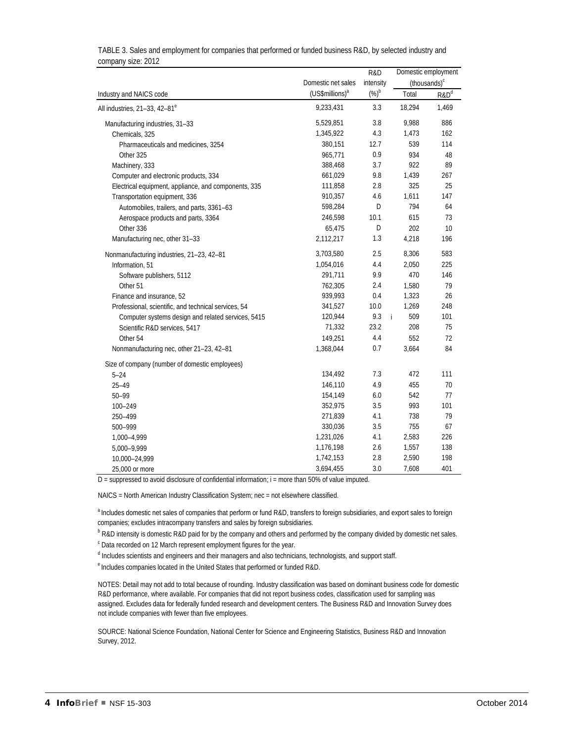TABLE 3. Sales and employment for companies that performed or funded business R&D, by selected industry and company size: 2012

| Industry and NAICS code | Domestic net sales (US$millions)[a] | R&D intensity (%)[b] | Domestic employment (thousands)[c] | |
|---|---|---|---|---|
| | | | Total | R&D[d] |
| All industries, 21–33, 42–81[e] | 9,233,431 | 3.3 | 18,294 | 1,469 |
| Manufacturing industries, 31–33 | 5,529,851 | 3.8 | 9,988 | 886 |
| Chemicals, 325 | 1,345,922 | 4.3 | 1,473 | 162 |
| Pharmaceuticals and medicines, 3254 | 380,151 | 12.7 | 539 | 114 |
| Other 325 | 965,771 | 0.9 | 934 | 48 |
| Machinery, 333 | 388,468 | 3.7 | 922 | 89 |
| Computer and electronic products, 334 | 661,029 | 9.8 | 1,439 | 267 |
| Electrical equipment, appliance, and components, 335 | 111,858 | 2.8 | 325 | 25 |
| Transportation equipment, 336 | 910,357 | 4.6 | 1,611 | 147 |
| Automobiles, trailers, and parts, 3361–63 | 598,284 | D | 794 | 64 |
| Aerospace products and parts, 3364 | 246,598 | 10.1 | 615 | 73 |
| Other 336 | 65,475 | D | 202 | 10 |
| Manufacturing nec, other 31–33 | 2,112,217 | 1.3 | 4,218 | 196 |
| Nonmanufacturing industries, 21–23, 42–81 | 3,703,580 | 2.5 | 8,306 | 583 |
| Information, 51 | 1,054,016 | 4.4 | 2,050 | 225 |
| Software publishers, 5112 | 291,711 | 9.9 | 470 | 146 |
| Other 51 | 762,305 | 2.4 | 1,580 | 79 |
| Finance and insurance, 52 | 939,993 | 0.4 | 1,323 | 26 |
| Professional, scientific, and technical services, 54 | 341,527 | 10.0 | 1,269 | 248 |
| Computer systems design and related services, 5415 | 120,944 | 9.3 | i 509 | 101 |
| Scientific R&D services, 5417 | 71,332 | 23.2 | 208 | 75 |
| Other 54 | 149,251 | 4.4 | 552 | 72 |
| Nonmanufacturing nec, other 21–23, 42–81 | 1,368,044 | 0.7 | 3,664 | 84 |
| Size of company (number of domestic employees) | | | | |
| 5–24 | 134,492 | 7.3 | 472 | 111 |
| 25–49 | 146,110 | 4.9 | 455 | 70 |
| 50–99 | 154,149 | 6.0 | 542 | 77 |
| 100–249 | 352,975 | 3.5 | 993 | 101 |
| 250–499 | 271,839 | 4.1 | 738 | 79 |
| 500–999 | 330,036 | 3.5 | 755 | 67 |
| 1,000–4,999 | 1,231,026 | 4.1 | 2,583 | 226 |
| 5,000–9,999 | 1,176,198 | 2.6 | 1,557 | 138 |
| 10,000–24,999 | 1,742,153 | 2.8 | 2,590 | 198 |
| 25,000 or more | 3,694,455 | 3.0 | 7,608 | 401 |

D = suppressed to avoid disclosure of confidential information; i = more than 50% of value imputed.

NAICS = North American Industry Classification System; nec = not elsewhere classified.

[a] Includes domestic net sales of companies that perform or fund R&D, transfers to foreign subsidiaries, and export sales to foreign companies; excludes intracompany transfers and sales by foreign subsidiaries.

[b] R&D intensity is domestic R&D paid for by the company and others and performed by the company divided by domestic net sales.

[c] Data recorded on 12 March represent employment figures for the year.

[d] Includes scientists and engineers and their managers and also technicians, technologists, and support staff.

[e] Includes companies located in the United States that performed or funded R&D.

NOTES: Detail may not add to total because of rounding. Industry classification was based on dominant business code for domestic R&D performance, where available. For companies that did not report business codes, classification used for sampling was assigned. Excludes data for federally funded research and development centers. The Business R&D and Innovation Survey does not include companies with fewer than five employees.

SOURCE: National Science Foundation, National Center for Science and Engineering Statistics, Business R&D and Innovation Survey, 2012.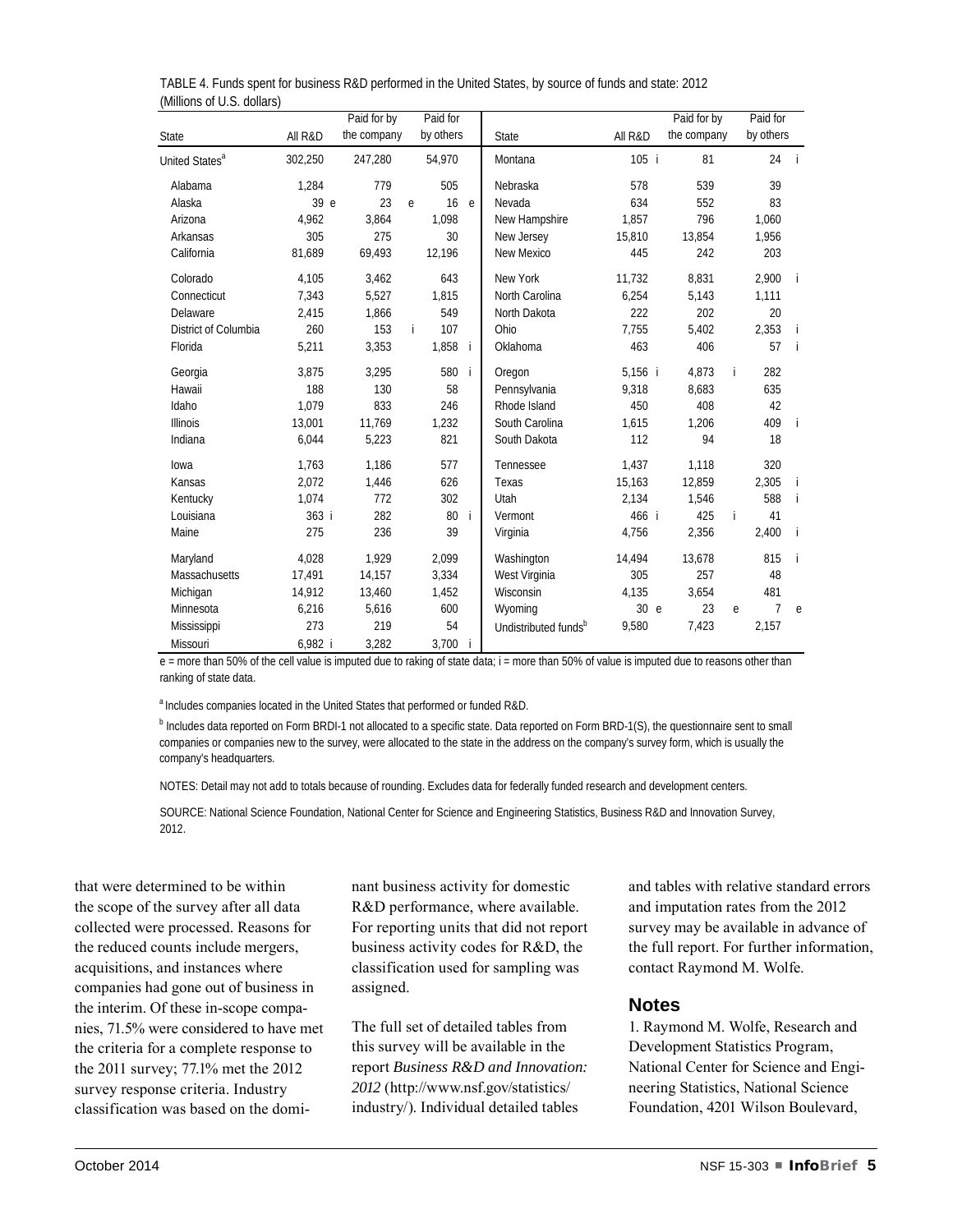TABLE 4. Funds spent for business R&D performed in the United States, by source of funds and state: 2012
(Millions of U.S. dollars)

| State | All R&D | Paid for by the company | Paid for by others | State | All R&D | Paid for by the company | Paid for by others |
|---|---|---|---|---|---|---|---|
| United States[a] | 302,250 | 247,280 | 54,970 | Montana | 105 i | 81 | 24 i |
| Alabama | 1,284 | 779 | 505 | Nebraska | 578 | 539 | 39 |
| Alaska | 39 e | 23 e | 16 e | Nevada | 634 | 552 | 83 |
| Arizona | 4,962 | 3,864 | 1,098 | New Hampshire | 1,857 | 796 | 1,060 |
| Arkansas | 305 | 275 | 30 | New Jersey | 15,810 | 13,854 | 1,956 |
| California | 81,689 | 69,493 | 12,196 | New Mexico | 445 | 242 | 203 |
| Colorado | 4,105 | 3,462 | 643 | New York | 11,732 | 8,831 | 2,900 i |
| Connecticut | 7,343 | 5,527 | 1,815 | North Carolina | 6,254 | 5,143 | 1,111 |
| Delaware | 2,415 | 1,866 | 549 | North Dakota | 222 | 202 | 20 |
| District of Columbia | 260 | 153 i | 107 | Ohio | 7,755 | 5,402 | 2,353 i |
| Florida | 5,211 | 3,353 | 1,858 i | Oklahoma | 463 | 406 | 57 i |
| Georgia | 3,875 | 3,295 | 580 i | Oregon | 5,156 i | 4,873 i | 282 |
| Hawaii | 188 | 130 | 58 | Pennsylvania | 9,318 | 8,683 | 635 |
| Idaho | 1,079 | 833 | 246 | Rhode Island | 450 | 408 | 42 |
| Illinois | 13,001 | 11,769 | 1,232 | South Carolina | 1,615 | 1,206 | 409 i |
| Indiana | 6,044 | 5,223 | 821 | South Dakota | 112 | 94 | 18 |
| Iowa | 1,763 | 1,186 | 577 | Tennessee | 1,437 | 1,118 | 320 |
| Kansas | 2,072 | 1,446 | 626 | Texas | 15,163 | 12,859 | 2,305 i |
| Kentucky | 1,074 | 772 | 302 | Utah | 2,134 | 1,546 | 588 i |
| Louisiana | 363 i | 282 | 80 i | Vermont | 466 i | 425 i | 41 |
| Maine | 275 | 236 | 39 | Virginia | 4,756 | 2,356 | 2,400 i |
| Maryland | 4,028 | 1,929 | 2,099 | Washington | 14,494 | 13,678 | 815 i |
| Massachusetts | 17,491 | 14,157 | 3,334 | West Virginia | 305 | 257 | 48 |
| Michigan | 14,912 | 13,460 | 1,452 | Wisconsin | 4,135 | 3,654 | 481 |
| Minnesota | 6,216 | 5,616 | 600 | Wyoming | 30 e | 23 e | 7 e |
| Mississippi | 273 | 219 | 54 | Undistributed funds[b] | 9,580 | 7,423 | 2,157 |
| Missouri | 6,982 i | 3,282 | 3,700 i | | | | |

e = more than 50% of the cell value is imputed due to raking of state data; i = more than 50% of value is imputed due to reasons other than ranking of state data.

[a] Includes companies located in the United States that performed or funded R&D.

[b] Includes data reported on Form BRDI-1 not allocated to a specific state. Data reported on Form BRD-1(S), the questionnaire sent to small companies or companies new to the survey, were allocated to the state in the address on the company's survey form, which is usually the company's headquarters.

NOTES: Detail may not add to totals because of rounding. Excludes data for federally funded research and development centers.

SOURCE: National Science Foundation, National Center for Science and Engineering Statistics, Business R&D and Innovation Survey, 2012.

that were determined to be within the scope of the survey after all data collected were processed. Reasons for the reduced counts include mergers, acquisitions, and instances where companies had gone out of business in the interim. Of these in-scope companies, 71.5% were considered to have met the criteria for a complete response to the 2011 survey; 77.1% met the 2012 survey response criteria. Industry classification was based on the dominant business activity for domestic R&D performance, where available. For reporting units that did not report business activity codes for R&D, the classification used for sampling was assigned.

The full set of detailed tables from this survey will be available in the report *Business R&D and Innovation: 2012* (http://www.nsf.gov/statistics/industry/). Individual detailed tables and tables with relative standard errors and imputation rates from the 2012 survey may be available in advance of the full report. For further information, contact Raymond M. Wolfe.

## Notes

1. Raymond M. Wolfe, Research and Development Statistics Program, National Center for Science and Engineering Statistics, National Science Foundation, 4201 Wilson Boulevard,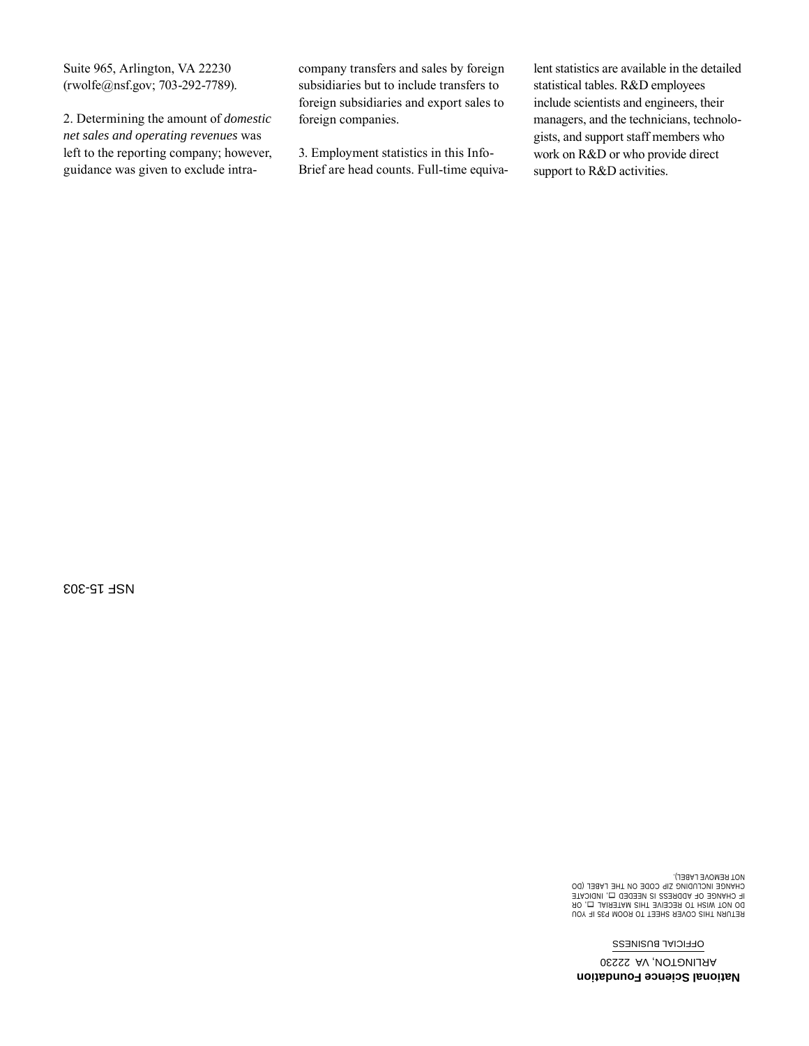Suite 965, Arlington, VA 22230 (rwolfe@nsf.gov; 703-292-7789).

2. Determining the amount of *domestic net sales and operating revenues* was left to the reporting company; however, guidance was given to exclude intra-company transfers and sales by foreign subsidiaries but to include transfers to foreign subsidiaries and export sales to foreign companies.

3. Employment statistics in this InfoBrief are head counts. Full-time equivalent statistics are available in the detailed statistical tables. R&D employees include scientists and engineers, their managers, and the technicians, technologists, and support staff members who work on R&D or who provide direct support to R&D activities.

NSF 15-303

**National Science Foundation**
ARLINGTON, VA 22230

OFFICIAL BUSINESS

RETURN THIS COVER SHEET TO ROOM P35 IF YOU DO NOT WISH TO RECEIVE THIS MATERIAL ☐, OR IF CHANGE OF ADDRESS IS NEEDED ☐, INDICATE CHANGE INCLUDING ZIP CODE ON THE LABEL (DO NOT REMOVE LABEL).